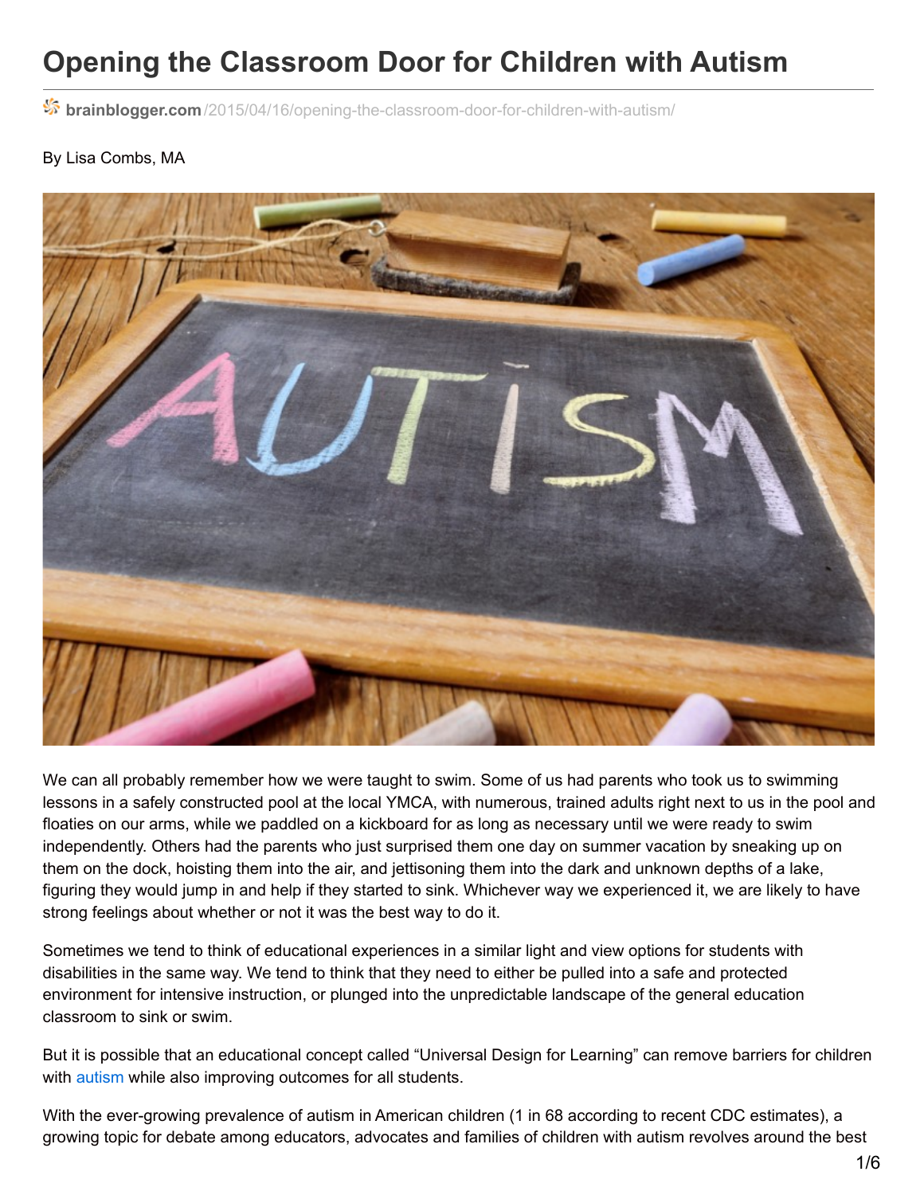# Opening the Classroom Door for Children with Autism

brainblogger.com/2015/04/16/opening-the-classroom-door-for-children-with-autism/

By Lisa Combs, MA

We can all probably remember how we were taught to swim. Some of us had parents who took us to swimming lessons in a safely constructed pool at the local YMCA, with numerous, trained adults right next to us in the pool and floaties on our arms, while we paddled on a kickboard for as long as necessary until we were ready to swim independently. Others had the parents who just surprised them one day on summer vacation by sneaking up on them on the dock, hoisting them into the air, and jettisoning them into the dark and unknown depths of a lake, figuring they would jump in and help if they started to sink. Whichever way we experienced it, we are likely to have strong feelings about whether or not it was the best way to do it.

Sometimes we tend to think of educational experiences in a similar light and view options for students with disabilities in the same way. We tend to think that they need to either be pulled into a safe and protected environment for intensive instruction, or plunged into the unpredictable landscape of the general education classroom to sink or swim.

But it is possible that an educational concept called "Universal Design for Learning" can remove barriers for children with autism while also improving outcomes for all students.

With the ever-growing prevalence of autism in American children (1 in 68 according to recent CDC estimates), a growing topic for debate among educators, advocates and families of children with autism revolves around the best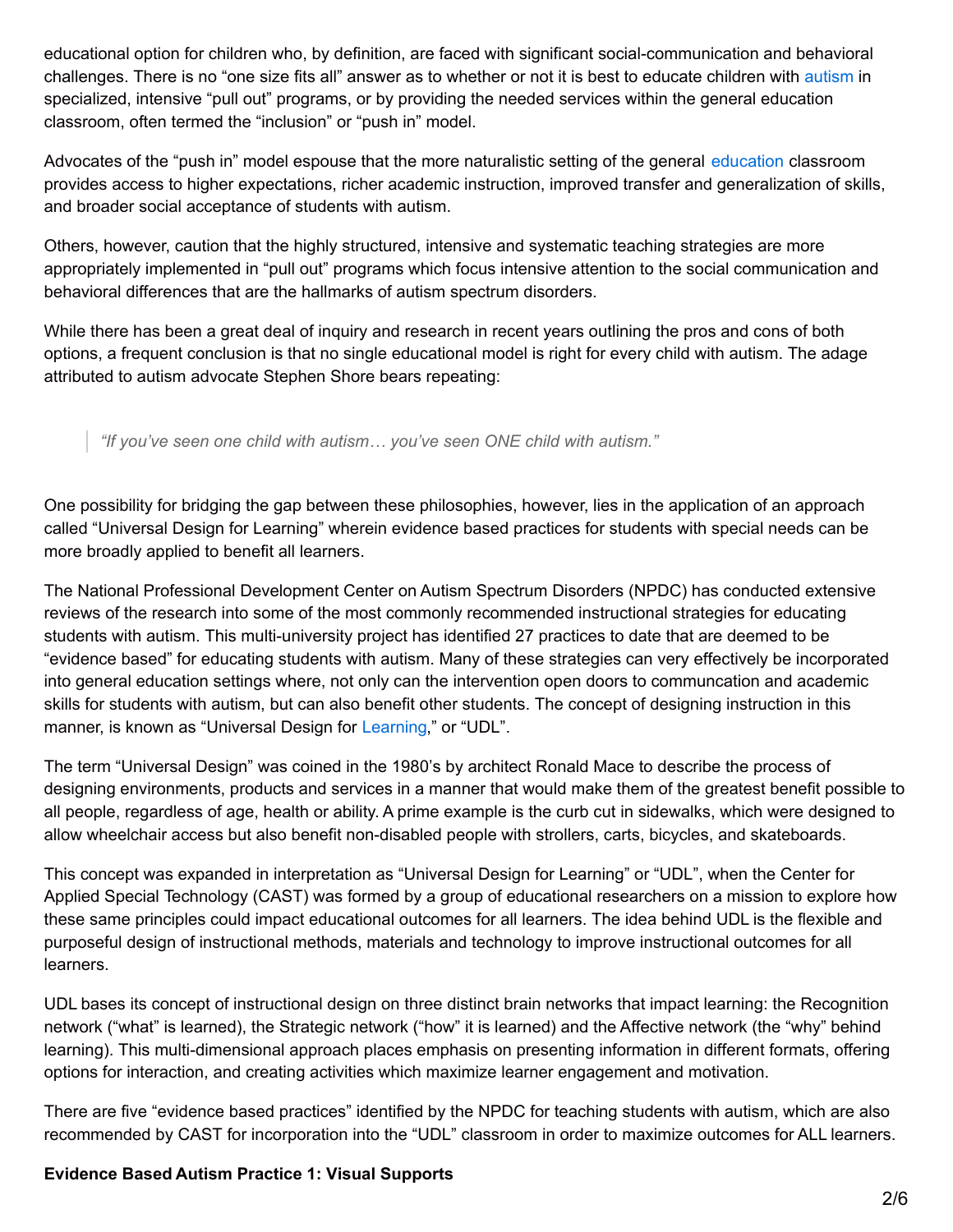educational option for children who, by definition, are faced with significant social-communication and behavioral challenges. There is no "one size fits all" answer as to whether or not it is best to educate children with autism in specialized, intensive "pull out" programs, or by providing the needed services within the general education classroom, often termed the "inclusion" or "push in" model.

Advocates of the "push in" model espouse that the more naturalistic setting of the general education classroom provides access to higher expectations, richer academic instruction, improved transfer and generalization of skills, and broader social acceptance of students with autism.

Others, however, caution that the highly structured, intensive and systematic teaching strategies are more appropriately implemented in "pull out" programs which focus intensive attention to the social communication and behavioral differences that are the hallmarks of autism spectrum disorders.

While there has been a great deal of inquiry and research in recent years outlining the pros and cons of both options, a frequent conclusion is that no single educational model is right for every child with autism. The adage attributed to autism advocate Stephen Shore bears repeating:

> *"If you've seen one child with autism… you've seen ONE child with autism."*

One possibility for bridging the gap between these philosophies, however, lies in the application of an approach called "Universal Design for Learning" wherein evidence based practices for students with special needs can be more broadly applied to benefit all learners.

The National Professional Development Center on Autism Spectrum Disorders (NPDC) has conducted extensive reviews of the research into some of the most commonly recommended instructional strategies for educating students with autism. This multi-university project has identified 27 practices to date that are deemed to be "evidence based" for educating students with autism. Many of these strategies can very effectively be incorporated into general education settings where, not only can the intervention open doors to communcation and academic skills for students with autism, but can also benefit other students. The concept of designing instruction in this manner, is known as "Universal Design for Learning," or "UDL".

The term "Universal Design" was coined in the 1980's by architect Ronald Mace to describe the process of designing environments, products and services in a manner that would make them of the greatest benefit possible to all people, regardless of age, health or ability. A prime example is the curb cut in sidewalks, which were designed to allow wheelchair access but also benefit non-disabled people with strollers, carts, bicycles, and skateboards.

This concept was expanded in interpretation as "Universal Design for Learning" or "UDL", when the Center for Applied Special Technology (CAST) was formed by a group of educational researchers on a mission to explore how these same principles could impact educational outcomes for all learners. The idea behind UDL is the flexible and purposeful design of instructional methods, materials and technology to improve instructional outcomes for all learners.

UDL bases its concept of instructional design on three distinct brain networks that impact learning: the Recognition network ("what" is learned), the Strategic network ("how" it is learned) and the Affective network (the "why" behind learning). This multi-dimensional approach places emphasis on presenting information in different formats, offering options for interaction, and creating activities which maximize learner engagement and motivation.

There are five "evidence based practices" identified by the NPDC for teaching students with autism, which are also recommended by CAST for incorporation into the "UDL" classroom in order to maximize outcomes for ALL learners.

**Evidence Based Autism Practice 1: Visual Supports**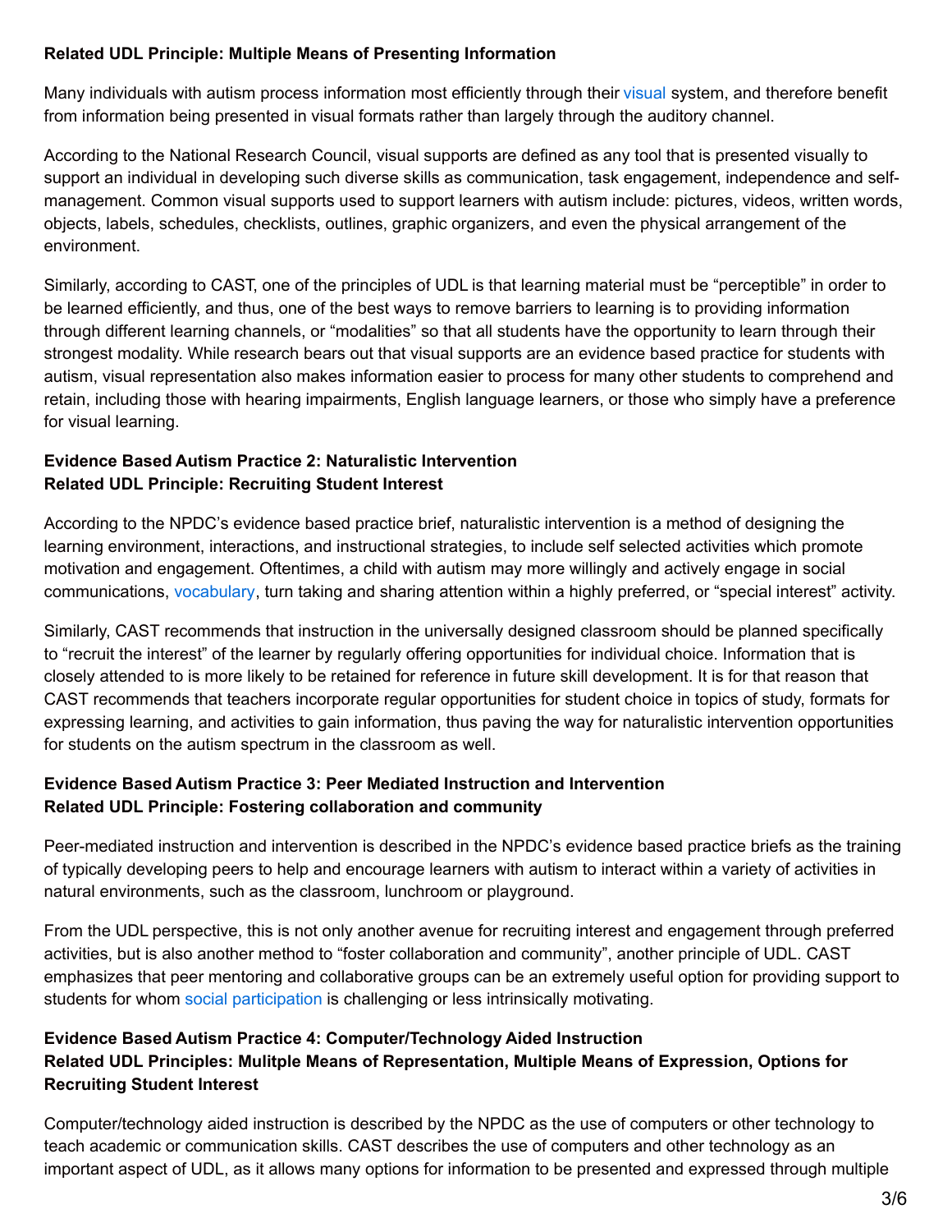**Related UDL Principle: Multiple Means of Presenting Information**

Many individuals with autism process information most efficiently through their visual system, and therefore benefit from information being presented in visual formats rather than largely through the auditory channel.

According to the National Research Council, visual supports are defined as any tool that is presented visually to support an individual in developing such diverse skills as communication, task engagement, independence and self-management. Common visual supports used to support learners with autism include: pictures, videos, written words, objects, labels, schedules, checklists, outlines, graphic organizers, and even the physical arrangement of the environment.

Similarly, according to CAST, one of the principles of UDL is that learning material must be "perceptible" in order to be learned efficiently, and thus, one of the best ways to remove barriers to learning is to providing information through different learning channels, or "modalities" so that all students have the opportunity to learn through their strongest modality. While research bears out that visual supports are an evidence based practice for students with autism, visual representation also makes information easier to process for many other students to comprehend and retain, including those with hearing impairments, English language learners, or those who simply have a preference for visual learning.

**Evidence Based Autism Practice 2: Naturalistic Intervention**
**Related UDL Principle: Recruiting Student Interest**

According to the NPDC's evidence based practice brief, naturalistic intervention is a method of designing the learning environment, interactions, and instructional strategies, to include self selected activities which promote motivation and engagement. Oftentimes, a child with autism may more willingly and actively engage in social communications, vocabulary, turn taking and sharing attention within a highly preferred, or "special interest" activity.

Similarly, CAST recommends that instruction in the universally designed classroom should be planned specifically to "recruit the interest" of the learner by regularly offering opportunities for individual choice. Information that is closely attended to is more likely to be retained for reference in future skill development. It is for that reason that CAST recommends that teachers incorporate regular opportunities for student choice in topics of study, formats for expressing learning, and activities to gain information, thus paving the way for naturalistic intervention opportunities for students on the autism spectrum in the classroom as well.

**Evidence Based Autism Practice 3: Peer Mediated Instruction and Intervention**
**Related UDL Principle: Fostering collaboration and community**

Peer-mediated instruction and intervention is described in the NPDC's evidence based practice briefs as the training of typically developing peers to help and encourage learners with autism to interact within a variety of activities in natural environments, such as the classroom, lunchroom or playground.

From the UDL perspective, this is not only another avenue for recruiting interest and engagement through preferred activities, but is also another method to "foster collaboration and community", another principle of UDL. CAST emphasizes that peer mentoring and collaborative groups can be an extremely useful option for providing support to students for whom social participation is challenging or less intrinsically motivating.

**Evidence Based Autism Practice 4: Computer/Technology Aided Instruction**
**Related UDL Principles: Mulitple Means of Representation, Multiple Means of Expression, Options for Recruiting Student Interest**

Computer/technology aided instruction is described by the NPDC as the use of computers or other technology to teach academic or communication skills. CAST describes the use of computers and other technology as an important aspect of UDL, as it allows many options for information to be presented and expressed through multiple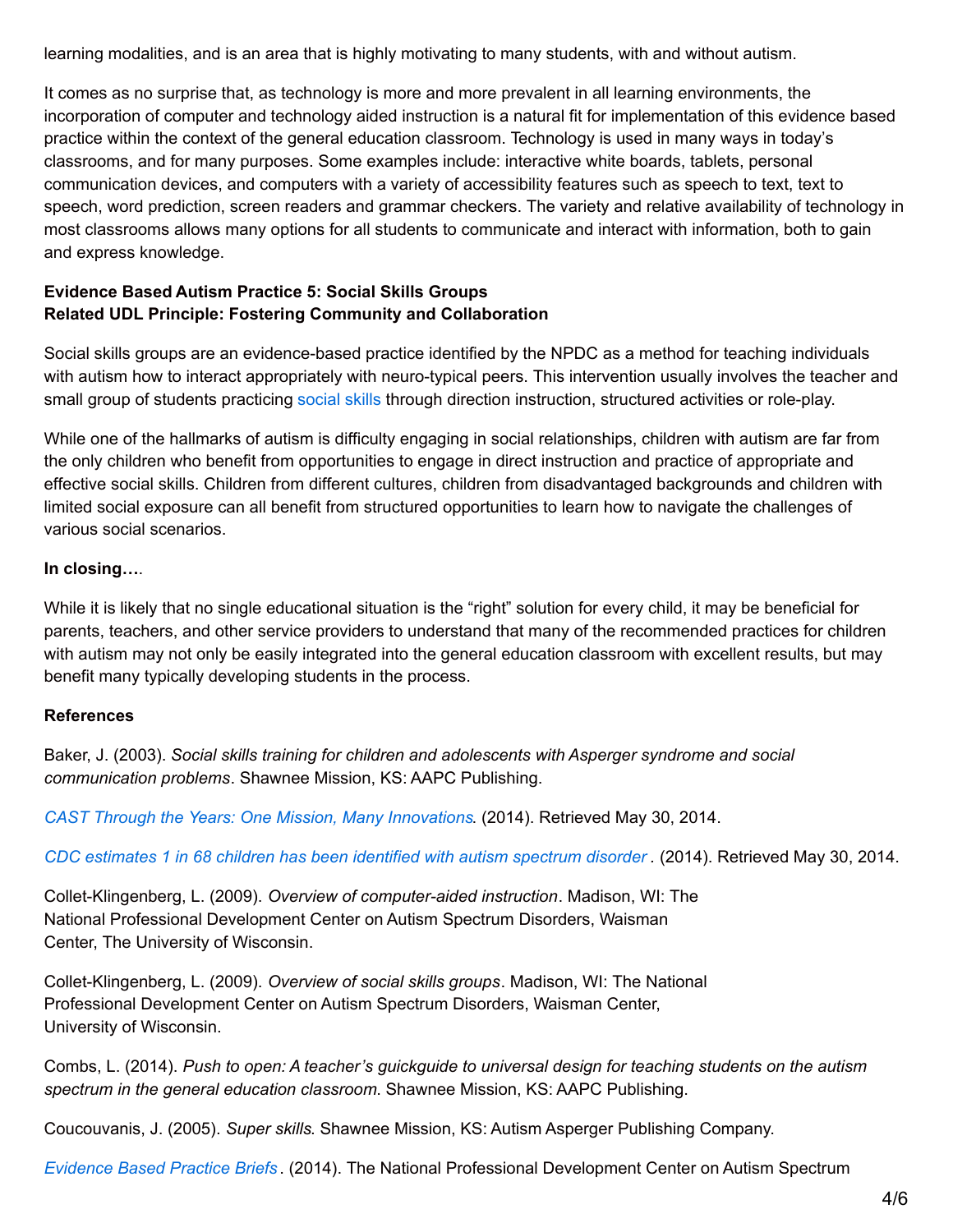learning modalities, and is an area that is highly motivating to many students, with and without autism.

It comes as no surprise that, as technology is more and more prevalent in all learning environments, the incorporation of computer and technology aided instruction is a natural fit for implementation of this evidence based practice within the context of the general education classroom. Technology is used in many ways in today's classrooms, and for many purposes. Some examples include: interactive white boards, tablets, personal communication devices, and computers with a variety of accessibility features such as speech to text, text to speech, word prediction, screen readers and grammar checkers. The variety and relative availability of technology in most classrooms allows many options for all students to communicate and interact with information, both to gain and express knowledge.

**Evidence Based Autism Practice 5: Social Skills Groups**
**Related UDL Principle: Fostering Community and Collaboration**

Social skills groups are an evidence-based practice identified by the NPDC as a method for teaching individuals with autism how to interact appropriately with neuro-typical peers. This intervention usually involves the teacher and small group of students practicing social skills through direction instruction, structured activities or role-play.

While one of the hallmarks of autism is difficulty engaging in social relationships, children with autism are far from the only children who benefit from opportunities to engage in direct instruction and practice of appropriate and effective social skills. Children from different cultures, children from disadvantaged backgrounds and children with limited social exposure can all benefit from structured opportunities to learn how to navigate the challenges of various social scenarios.

**In closing…**.

While it is likely that no single educational situation is the "right" solution for every child, it may be beneficial for parents, teachers, and other service providers to understand that many of the recommended practices for children with autism may not only be easily integrated into the general education classroom with excellent results, but may benefit many typically developing students in the process.

**References**

Baker, J. (2003). *Social skills training for children and adolescents with Asperger syndrome and social communication problems*. Shawnee Mission, KS: AAPC Publishing.

*CAST Through the Years: One Mission, Many Innovations*. (2014). Retrieved May 30, 2014.

*CDC estimates 1 in 68 children has been identified with autism spectrum disorder* . (2014). Retrieved May 30, 2014.

Collet-Klingenberg, L. (2009). *Overview of computer-aided instruction*. Madison, WI: The National Professional Development Center on Autism Spectrum Disorders, Waisman Center, The University of Wisconsin.

Collet-Klingenberg, L. (2009). *Overview of social skills groups*. Madison, WI: The National Professional Development Center on Autism Spectrum Disorders, Waisman Center, University of Wisconsin.

Combs, L. (2014). *Push to open: A teacher's guickguide to universal design for teaching students on the autism spectrum in the general education classroom*. Shawnee Mission, KS: AAPC Publishing.

Coucouvanis, J. (2005). *Super skills*. Shawnee Mission, KS: Autism Asperger Publishing Company.

*Evidence Based Practice Briefs* . (2014). The National Professional Development Center on Autism Spectrum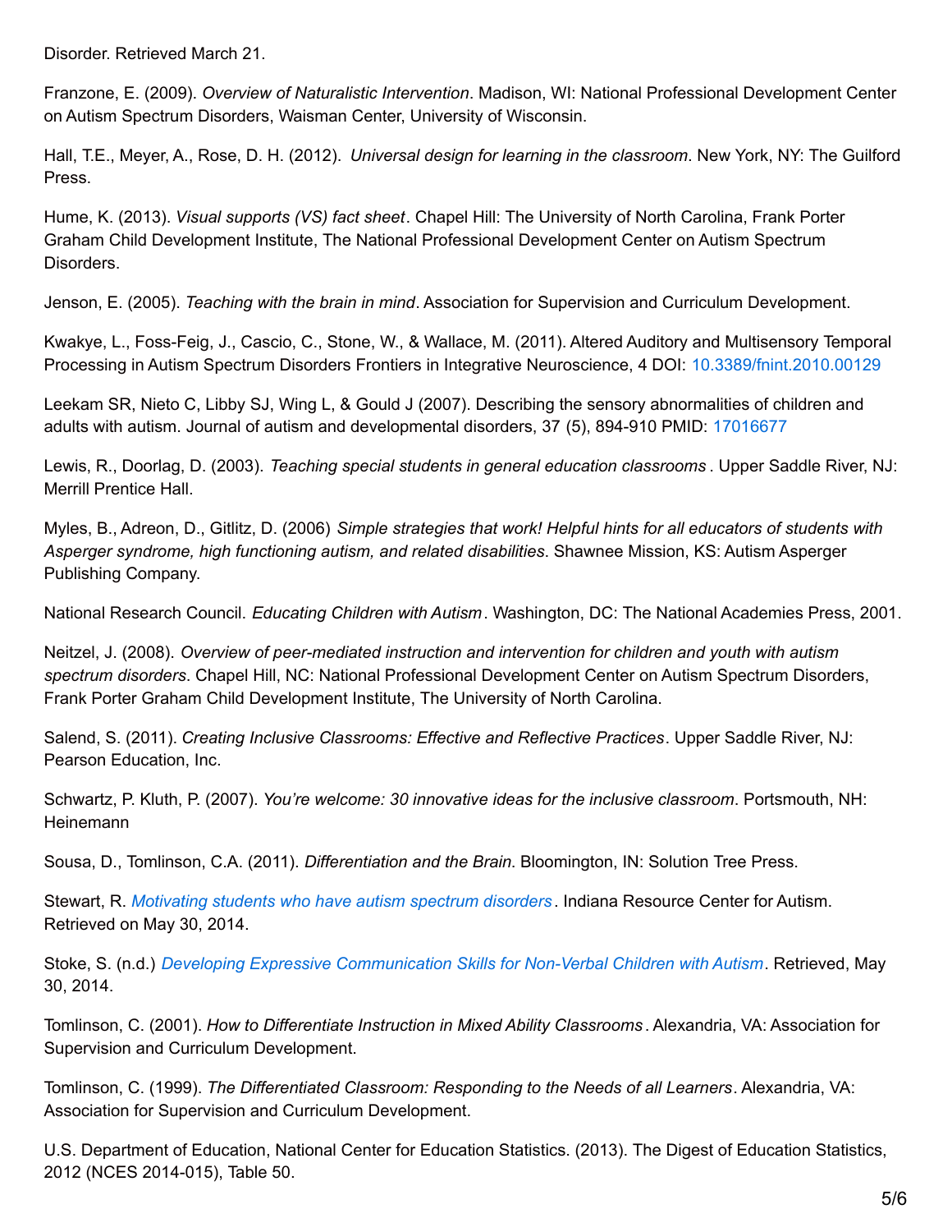Disorder. Retrieved March 21.

Franzone, E. (2009). *Overview of Naturalistic Intervention*. Madison, WI: National Professional Development Center on Autism Spectrum Disorders, Waisman Center, University of Wisconsin.

Hall, T.E., Meyer, A., Rose, D. H. (2012). *Universal design for learning in the classroom*. New York, NY: The Guilford Press.

Hume, K. (2013). *Visual supports (VS) fact sheet*. Chapel Hill: The University of North Carolina, Frank Porter Graham Child Development Institute, The National Professional Development Center on Autism Spectrum Disorders.

Jenson, E. (2005). *Teaching with the brain in mind*. Association for Supervision and Curriculum Development.

Kwakye, L., Foss-Feig, J., Cascio, C., Stone, W., & Wallace, M. (2011). Altered Auditory and Multisensory Temporal Processing in Autism Spectrum Disorders Frontiers in Integrative Neuroscience, 4 DOI: 10.3389/fnint.2010.00129

Leekam SR, Nieto C, Libby SJ, Wing L, & Gould J (2007). Describing the sensory abnormalities of children and adults with autism. Journal of autism and developmental disorders, 37 (5), 894-910 PMID: 17016677

Lewis, R., Doorlag, D. (2003). *Teaching special students in general education classrooms* . Upper Saddle River, NJ: Merrill Prentice Hall.

Myles, B., Adreon, D., Gitlitz, D. (2006) *Simple strategies that work! Helpful hints for all educators of students with Asperger syndrome, high functioning autism, and related disabilities*. Shawnee Mission, KS: Autism Asperger Publishing Company.

National Research Council. *Educating Children with Autism*. Washington, DC: The National Academies Press, 2001.

Neitzel, J. (2008). *Overview of peer-mediated instruction and intervention for children and youth with autism spectrum disorders*. Chapel Hill, NC: National Professional Development Center on Autism Spectrum Disorders, Frank Porter Graham Child Development Institute, The University of North Carolina.

Salend, S. (2011). *Creating Inclusive Classrooms: Effective and Reflective Practices*. Upper Saddle River, NJ: Pearson Education, Inc.

Schwartz, P. Kluth, P. (2007). *You're welcome: 30 innovative ideas for the inclusive classroom*. Portsmouth, NH: Heinemann

Sousa, D., Tomlinson, C.A. (2011). *Differentiation and the Brain*. Bloomington, IN: Solution Tree Press.

Stewart, R. *Motivating students who have autism spectrum disorders*. Indiana Resource Center for Autism. Retrieved on May 30, 2014.

Stoke, S. (n.d.) *Developing Expressive Communication Skills for Non-Verbal Children with Autism*. Retrieved, May 30, 2014.

Tomlinson, C. (2001). *How to Differentiate Instruction in Mixed Ability Classrooms*. Alexandria, VA: Association for Supervision and Curriculum Development.

Tomlinson, C. (1999). *The Differentiated Classroom: Responding to the Needs of all Learners*. Alexandria, VA: Association for Supervision and Curriculum Development.

U.S. Department of Education, National Center for Education Statistics. (2013). The Digest of Education Statistics, 2012 (NCES 2014-015), Table 50.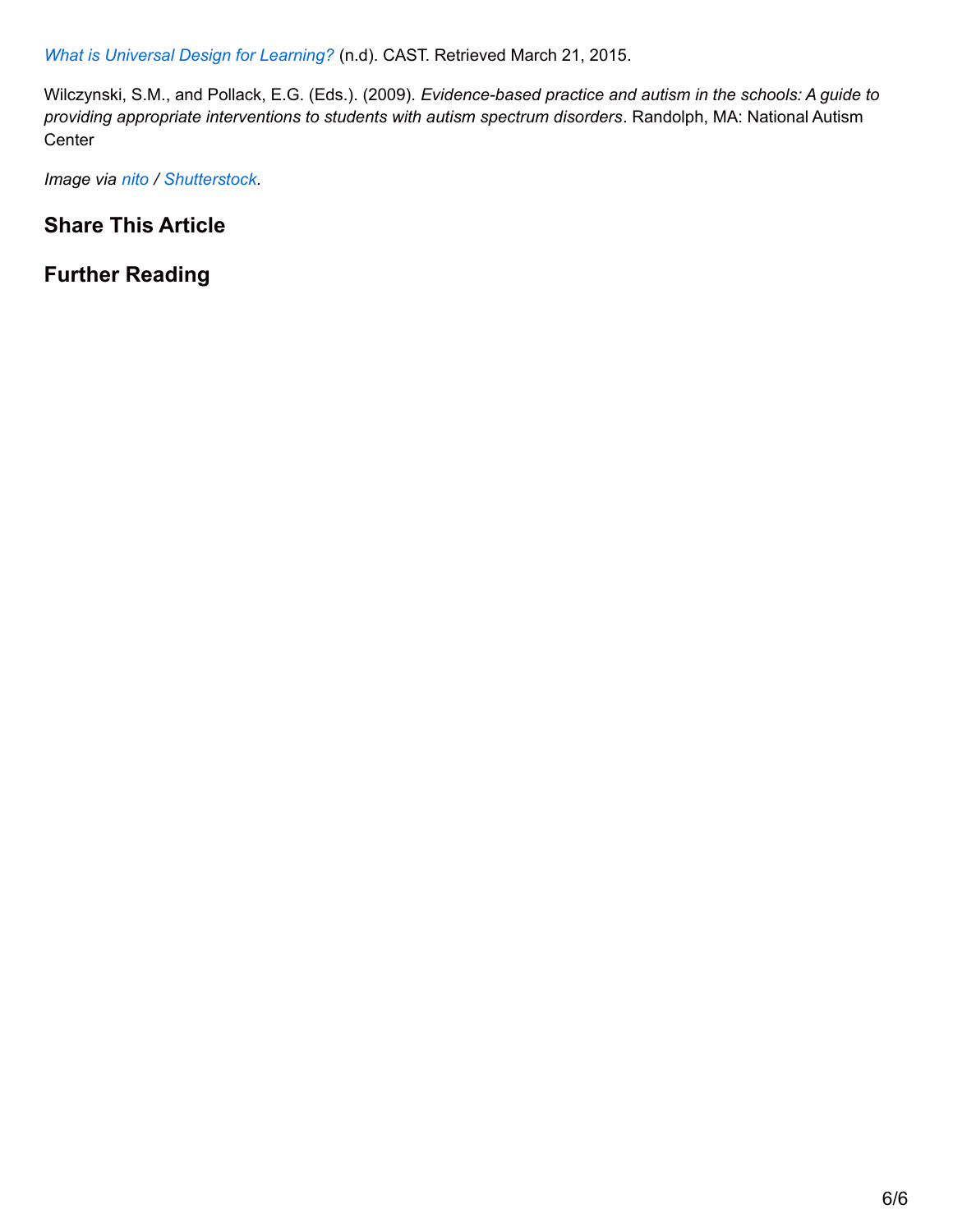*What is Universal Design for Learning?* (n.d). CAST. Retrieved March 21, 2015.

Wilczynski, S.M., and Pollack, E.G. (Eds.). (2009). *Evidence-based practice and autism in the schools: A guide to providing appropriate interventions to students with autism spectrum disorders*. Randolph, MA: National Autism Center

*Image via nito / Shutterstock.*

### Share This Article

### Further Reading